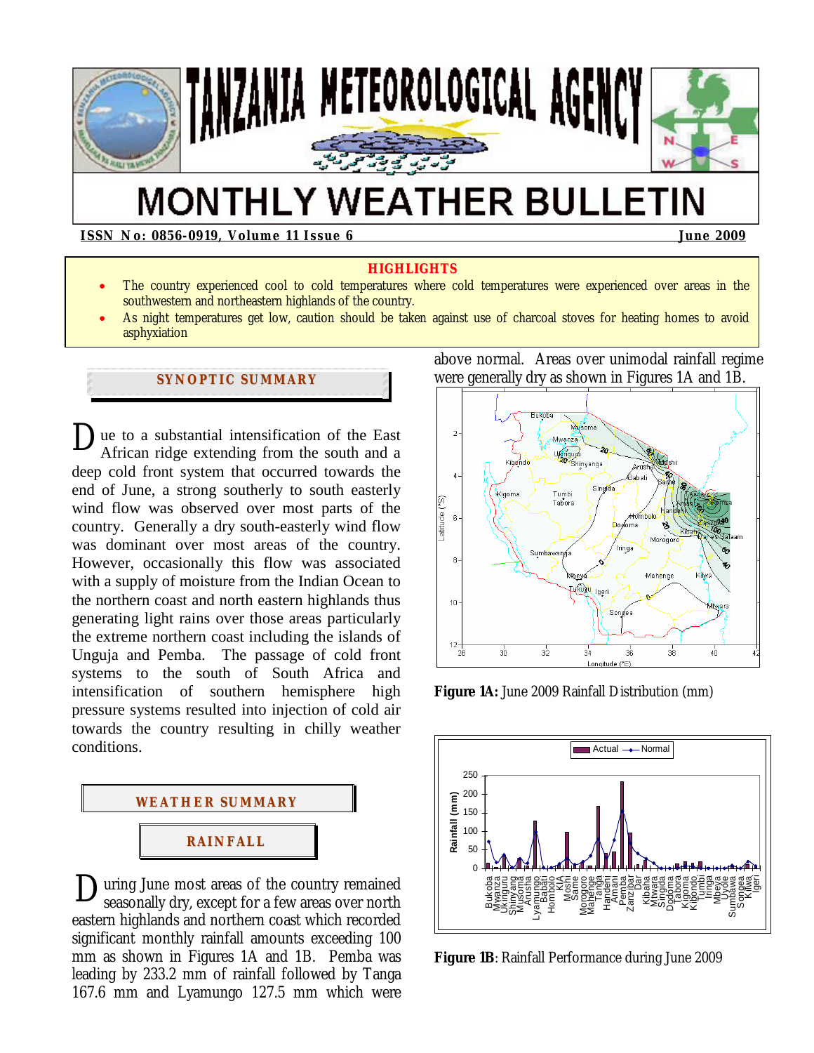# TANZANIA METEOROLOGICAL AGENCY

# MONTHLY WEATHER BULLETIN

**ISSN No: 0856-0919, Volume 11 Issue 6** **June 2009**

**HIGHLIGHTS**

- The country experienced cool to cold temperatures where cold temperatures were experienced over areas in the southwestern and northeastern highlands of the country.
- As night temperatures get low, caution should be taken against use of charcoal stoves for heating homes to avoid asphyxiation

## SYNOPTIC SUMMARY

Due to a substantial intensification of the East African ridge extending from the south and a deep cold front system that occurred towards the end of June, a strong southerly to south easterly wind flow was observed over most parts of the country. Generally a dry south-easterly wind flow was dominant over most areas of the country. However, occasionally this flow was associated with a supply of moisture from the Indian Ocean to the northern coast and north eastern highlands thus generating light rains over those areas particularly the extreme northern coast including the islands of Unguja and Pemba. The passage of cold front systems to the south of South Africa and intensification of southern hemisphere high pressure systems resulted into injection of cold air towards the country resulting in chilly weather conditions.

## WEATHER SUMMARY

### RAINFALL

During June most areas of the country remained seasonally dry, except for a few areas over north eastern highlands and northern coast which recorded significant monthly rainfall amounts exceeding 100 mm as shown in Figures 1A and 1B. Pemba was leading by 233.2 mm of rainfall followed by Tanga 167.6 mm and Lyamungo 127.5 mm which were above normal. Areas over unimodal rainfall regime were generally dry as shown in Figures 1A and 1B.

**Figure 1A:** June 2009 Rainfall Distribution (mm)

**Figure 1B**: Rainfall Performance during June 2009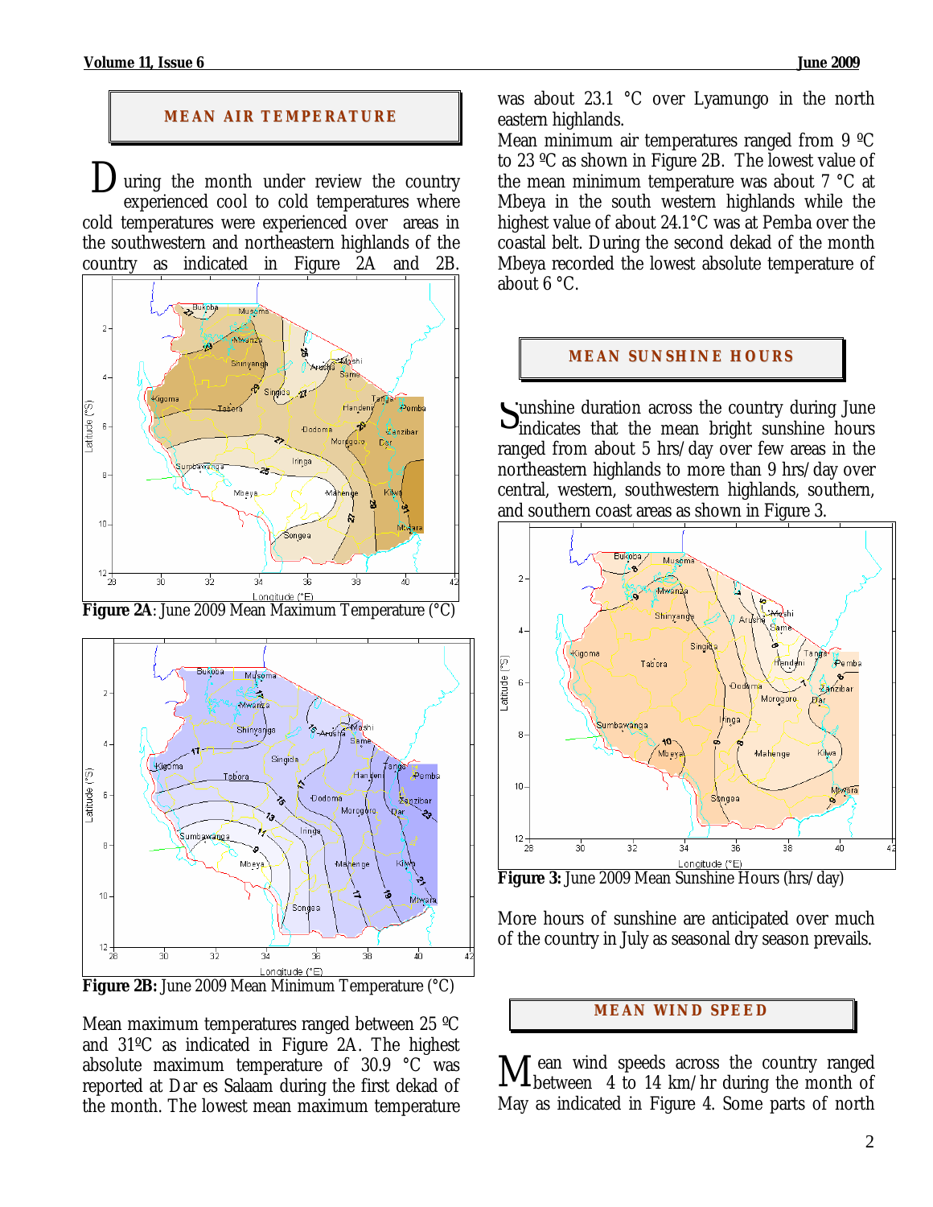## MEAN AIR TEMPERATURE

During the month under review the country experienced cool to cold temperatures where cold temperatures were experienced over areas in the southwestern and northeastern highlands of the country as indicated in Figure 2A and 2B.

**Figure 2A**: June 2009 Mean Maximum Temperature (°C)

**Figure 2B:** June 2009 Mean Minimum Temperature (°C)

Mean maximum temperatures ranged between 25 ºC and 31ºC as indicated in Figure 2A. The highest absolute maximum temperature of 30.9 °C was reported at Dar es Salaam during the first dekad of the month. The lowest mean maximum temperature was about 23.1 °C over Lyamungo in the north eastern highlands.

Mean minimum air temperatures ranged from 9 ºC to 23 ºC as shown in Figure 2B. The lowest value of the mean minimum temperature was about 7 °C at Mbeya in the south western highlands while the highest value of about 24.1°C was at Pemba over the coastal belt. During the second dekad of the month Mbeya recorded the lowest absolute temperature of about 6 °C.

## MEAN SUNSHINE HOURS

Sunshine duration across the country during June indicates that the mean bright sunshine hours ranged from about 5 hrs/day over few areas in the northeastern highlands to more than 9 hrs/day over central, western, southwestern highlands, southern, and southern coast areas as shown in Figure 3.

**Figure 3:** June 2009 Mean Sunshine Hours (hrs/day)

More hours of sunshine are anticipated over much of the country in July as seasonal dry season prevails.

## MEAN WIND SPEED

Mean wind speeds across the country ranged between 4 to 14 km/hr during the month of May as indicated in Figure 4. Some parts of north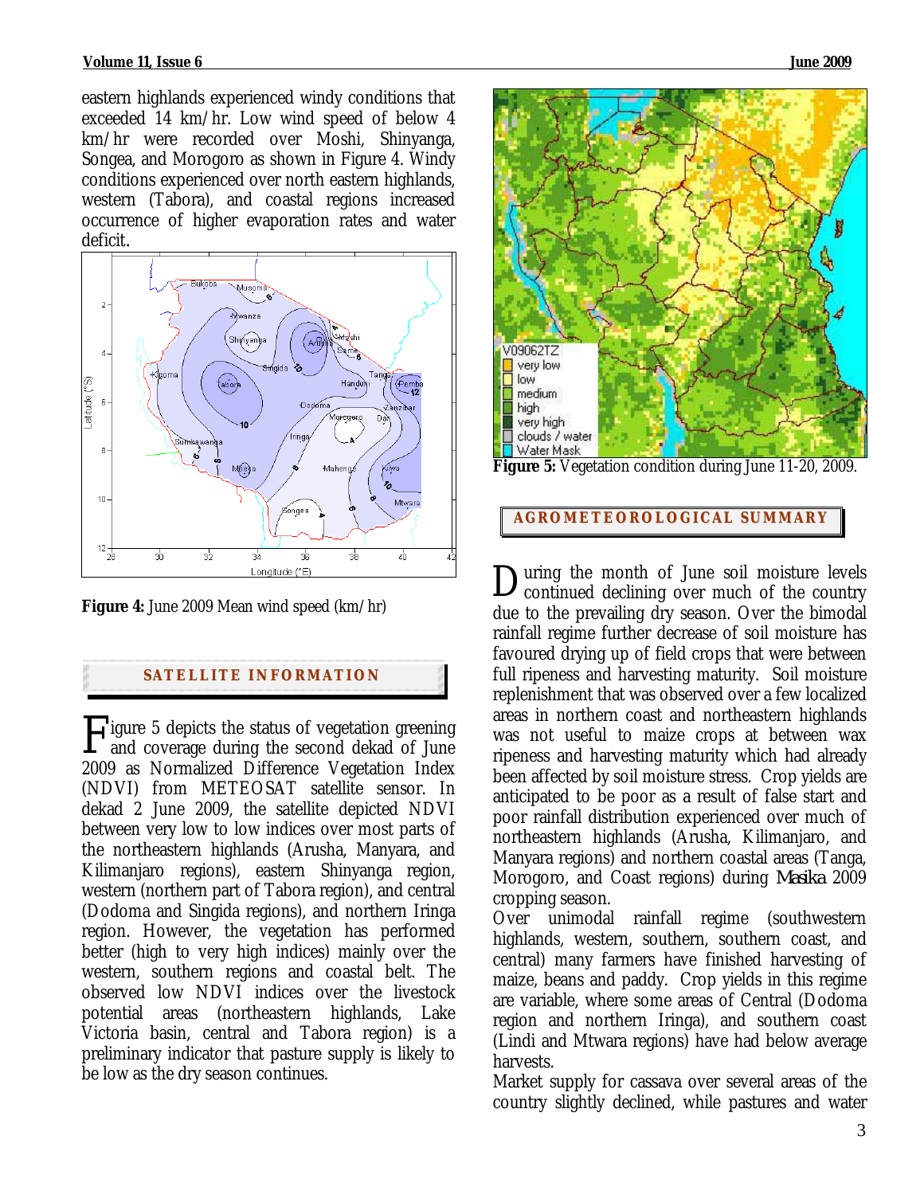eastern highlands experienced windy conditions that exceeded 14 km/hr. Low wind speed of below 4 km/hr were recorded over Moshi, Shinyanga, Songea, and Morogoro as shown in Figure 4. Windy conditions experienced over north eastern highlands, western (Tabora), and coastal regions increased occurrence of higher evaporation rates and water deficit.

**Figure 4:** June 2009 Mean wind speed (km/hr)

## SATELLITE INFORMATION

Figure 5 depicts the status of vegetation greening and coverage during the second dekad of June 2009 as Normalized Difference Vegetation Index (NDVI) from METEOSAT satellite sensor. In dekad 2 June 2009, the satellite depicted NDVI between very low to low indices over most parts of the northeastern highlands (Arusha, Manyara, and Kilimanjaro regions), eastern Shinyanga region, western (northern part of Tabora region), and central (Dodoma and Singida regions), and northern Iringa region. However, the vegetation has performed better (high to very high indices) mainly over the western, southern regions and coastal belt. The observed low NDVI indices over the livestock potential areas (northeastern highlands, Lake Victoria basin, central and Tabora region) is a preliminary indicator that pasture supply is likely to be low as the dry season continues.

**Figure 5:** Vegetation condition during June 11-20, 2009.

## AGROMETEOROLOGICAL SUMMARY

During the month of June soil moisture levels continued declining over much of the country due to the prevailing dry season. Over the bimodal rainfall regime further decrease of soil moisture has favoured drying up of field crops that were between full ripeness and harvesting maturity. Soil moisture replenishment that was observed over a few localized areas in northern coast and northeastern highlands was not useful to maize crops at between wax ripeness and harvesting maturity which had already been affected by soil moisture stress. Crop yields are anticipated to be poor as a result of false start and poor rainfall distribution experienced over much of northeastern highlands (Arusha, Kilimanjaro, and Manyara regions) and northern coastal areas (Tanga, Morogoro, and Coast regions) during *Masika* 2009 cropping season.

Over unimodal rainfall regime (southwestern highlands, western, southern, southern coast, and central) many farmers have finished harvesting of maize, beans and paddy. Crop yields in this regime are variable, where some areas of Central (Dodoma region and northern Iringa), and southern coast (Lindi and Mtwara regions) have had below average harvests.

Market supply for cassava over several areas of the country slightly declined, while pastures and water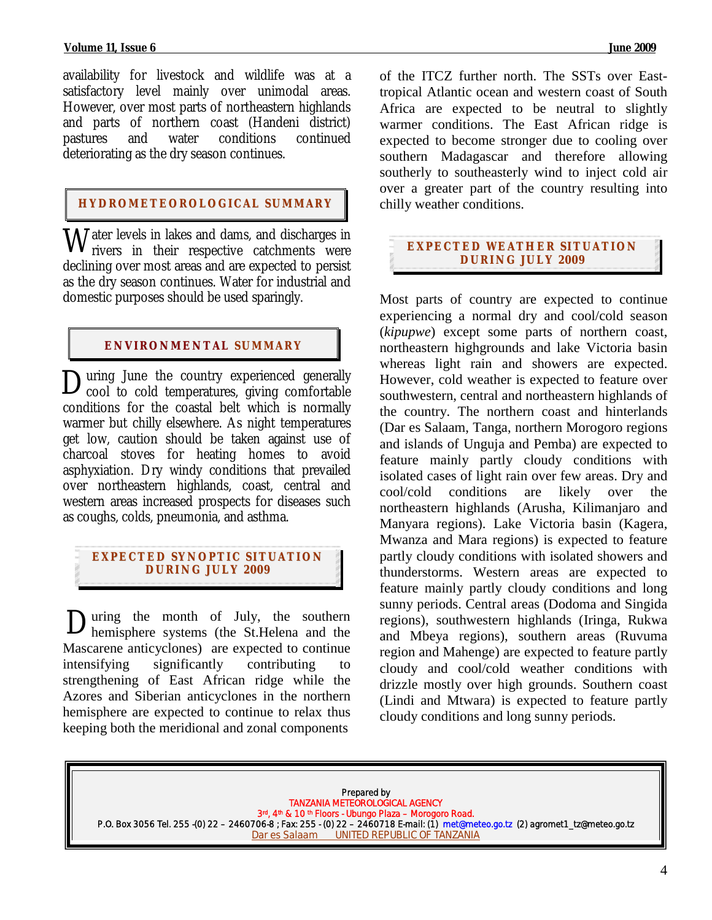availability for livestock and wildlife was at a satisfactory level mainly over unimodal areas. However, over most parts of northeastern highlands and parts of northern coast (Handeni district) pastures and water conditions continued deteriorating as the dry season continues.

## HYDROMETEOROLOGICAL SUMMARY

Water levels in lakes and dams, and discharges in rivers in their respective catchments were declining over most areas and are expected to persist as the dry season continues. Water for industrial and domestic purposes should be used sparingly.

## ENVIRONMENTAL SUMMARY

During June the country experienced generally cool to cold temperatures, giving comfortable conditions for the coastal belt which is normally warmer but chilly elsewhere. As night temperatures get low, caution should be taken against use of charcoal stoves for heating homes to avoid asphyxiation. Dry windy conditions that prevailed over northeastern highlands, coast, central and western areas increased prospects for diseases such as coughs, colds, pneumonia, and asthma.

## EXPECTED SYNOPTIC SITUATION DURING JULY 2009

During the month of July, the southern hemisphere systems (the St.Helena and the Mascarene anticyclones) are expected to continue intensifying significantly contributing to strengthening of East African ridge while the Azores and Siberian anticyclones in the northern hemisphere are expected to continue to relax thus keeping both the meridional and zonal components of the ITCZ further north. The SSTs over East-tropical Atlantic ocean and western coast of South Africa are expected to be neutral to slightly warmer conditions. The East African ridge is expected to become stronger due to cooling over southern Madagascar and therefore allowing southerly to southeasterly wind to inject cold air over a greater part of the country resulting into chilly weather conditions.

## EXPECTED WEATHER SITUATION DURING JULY 2009

Most parts of country are expected to continue experiencing a normal dry and cool/cold season (*kipupwe*) except some parts of northern coast, northeastern highgrounds and lake Victoria basin whereas light rain and showers are expected. However, cold weather is expected to feature over southwestern, central and northeastern highlands of the country. The northern coast and hinterlands (Dar es Salaam, Tanga, northern Morogoro regions and islands of Unguja and Pemba) are expected to feature mainly partly cloudy conditions with isolated cases of light rain over few areas. Dry and cool/cold conditions are likely over the northeastern highlands (Arusha, Kilimanjaro and Manyara regions). Lake Victoria basin (Kagera, Mwanza and Mara regions) is expected to feature partly cloudy conditions with isolated showers and thunderstorms. Western areas are expected to feature mainly partly cloudy conditions and long sunny periods. Central areas (Dodoma and Singida regions), southwestern highlands (Iringa, Rukwa and Mbeya regions), southern areas (Ruvuma region and Mahenge) are expected to feature partly cloudy and cool/cold weather conditions with drizzle mostly over high grounds. Southern coast (Lindi and Mtwara) is expected to feature partly cloudy conditions and long sunny periods.

Prepared by
TANZANIA METEOROLOGICAL AGENCY
3rd, 4th & 10th Floors - Ubungo Plaza – Morogoro Road.
P.O. Box 3056 Tel. 255 -(0) 22 – 2460706-8 ; Fax: 255 - (0) 22 – 2460718 E-mail: (1) met@meteo.go.tz (2) agromet1_tz@meteo.go.tz
Dar es Salaam UNITED REPUBLIC OF TANZANIA